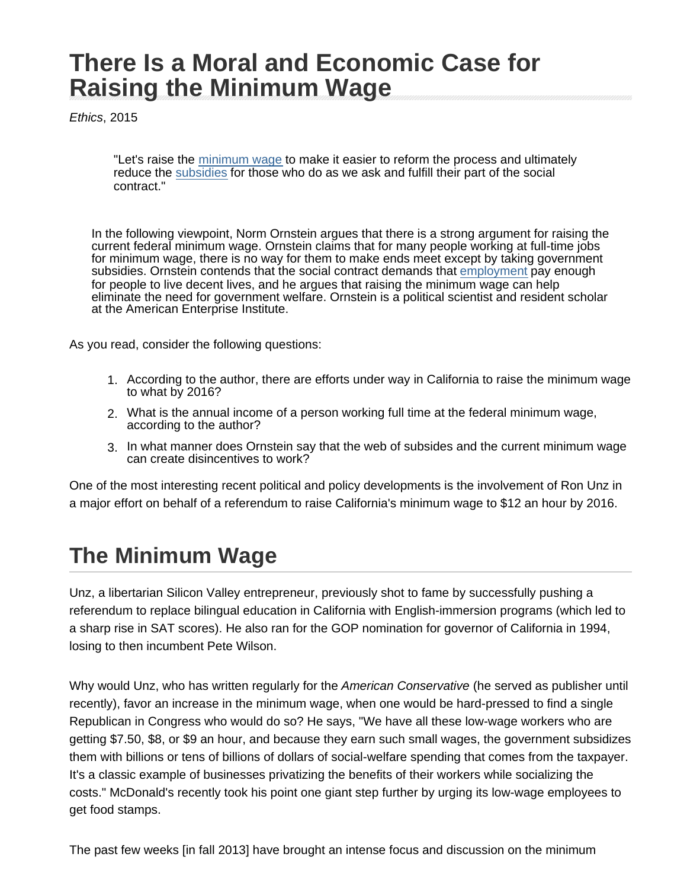# There Is a Moral and Economic Case for Raising the Minimum Wage

*Ethics*, 2015

> "Let's raise the minimum wage to make it easier to reform the process and ultimately reduce the subsidies for those who do as we ask and fulfill their part of the social contract."

In the following viewpoint, Norm Ornstein argues that there is a strong argument for raising the current federal minimum wage. Ornstein claims that for many people working at full-time jobs for minimum wage, there is no way for them to make ends meet except by taking government subsidies. Ornstein contends that the social contract demands that employment pay enough for people to live decent lives, and he argues that raising the minimum wage can help eliminate the need for government welfare. Ornstein is a political scientist and resident scholar at the American Enterprise Institute.

As you read, consider the following questions:

1. According to the author, there are efforts under way in California to raise the minimum wage to what by 2016?
2. What is the annual income of a person working full time at the federal minimum wage, according to the author?
3. In what manner does Ornstein say that the web of subsides and the current minimum wage can create disincentives to work?

One of the most interesting recent political and policy developments is the involvement of Ron Unz in a major effort on behalf of a referendum to raise California's minimum wage to $12 an hour by 2016.

## The Minimum Wage

Unz, a libertarian Silicon Valley entrepreneur, previously shot to fame by successfully pushing a referendum to replace bilingual education in California with English-immersion programs (which led to a sharp rise in SAT scores). He also ran for the GOP nomination for governor of California in 1994, losing to then incumbent Pete Wilson.

Why would Unz, who has written regularly for the *American Conservative* (he served as publisher until recently), favor an increase in the minimum wage, when one would be hard-pressed to find a single Republican in Congress who would do so? He says, "We have all these low-wage workers who are getting $7.50, $8, or $9 an hour, and because they earn such small wages, the government subsidizes them with billions or tens of billions of dollars of social-welfare spending that comes from the taxpayer. It's a classic example of businesses privatizing the benefits of their workers while socializing the costs." McDonald's recently took his point one giant step further by urging its low-wage employees to get food stamps.

The past few weeks [in fall 2013] have brought an intense focus and discussion on the minimum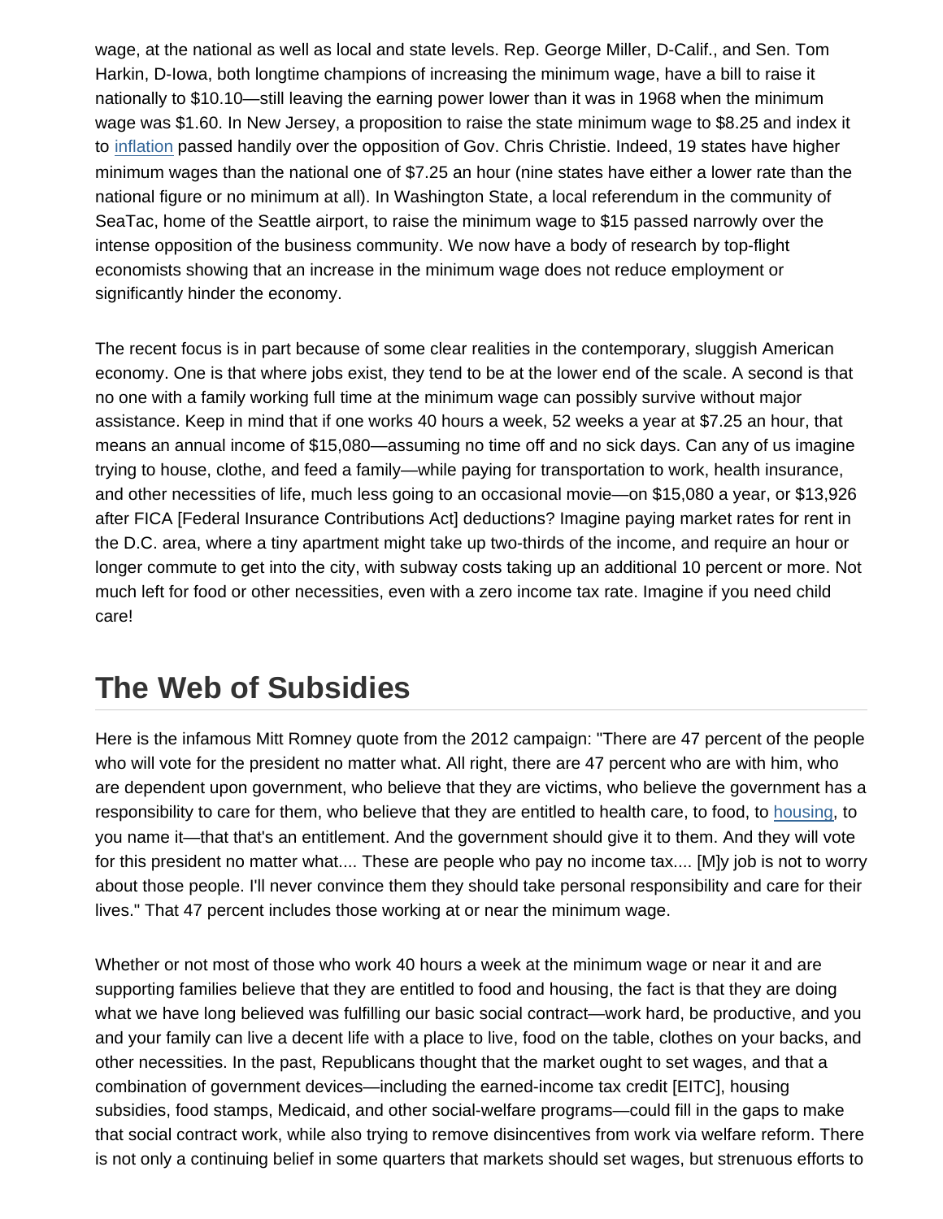wage, at the national as well as local and state levels. Rep. George Miller, D-Calif., and Sen. Tom Harkin, D-Iowa, both longtime champions of increasing the minimum wage, have a bill to raise it nationally to $10.10—still leaving the earning power lower than it was in 1968 when the minimum wage was $1.60. In New Jersey, a proposition to raise the state minimum wage to $8.25 and index it to inflation passed handily over the opposition of Gov. Chris Christie. Indeed, 19 states have higher minimum wages than the national one of $7.25 an hour (nine states have either a lower rate than the national figure or no minimum at all). In Washington State, a local referendum in the community of SeaTac, home of the Seattle airport, to raise the minimum wage to $15 passed narrowly over the intense opposition of the business community. We now have a body of research by top-flight economists showing that an increase in the minimum wage does not reduce employment or significantly hinder the economy.

The recent focus is in part because of some clear realities in the contemporary, sluggish American economy. One is that where jobs exist, they tend to be at the lower end of the scale. A second is that no one with a family working full time at the minimum wage can possibly survive without major assistance. Keep in mind that if one works 40 hours a week, 52 weeks a year at $7.25 an hour, that means an annual income of $15,080—assuming no time off and no sick days. Can any of us imagine trying to house, clothe, and feed a family—while paying for transportation to work, health insurance, and other necessities of life, much less going to an occasional movie—on $15,080 a year, or $13,926 after FICA [Federal Insurance Contributions Act] deductions? Imagine paying market rates for rent in the D.C. area, where a tiny apartment might take up two-thirds of the income, and require an hour or longer commute to get into the city, with subway costs taking up an additional 10 percent or more. Not much left for food or other necessities, even with a zero income tax rate. Imagine if you need child care!

## The Web of Subsidies

Here is the infamous Mitt Romney quote from the 2012 campaign: "There are 47 percent of the people who will vote for the president no matter what. All right, there are 47 percent who are with him, who are dependent upon government, who believe that they are victims, who believe the government has a responsibility to care for them, who believe that they are entitled to health care, to food, to housing, to you name it—that that's an entitlement. And the government should give it to them. And they will vote for this president no matter what.... These are people who pay no income tax.... [M]y job is not to worry about those people. I'll never convince them they should take personal responsibility and care for their lives." That 47 percent includes those working at or near the minimum wage.

Whether or not most of those who work 40 hours a week at the minimum wage or near it and are supporting families believe that they are entitled to food and housing, the fact is that they are doing what we have long believed was fulfilling our basic social contract—work hard, be productive, and you and your family can live a decent life with a place to live, food on the table, clothes on your backs, and other necessities. In the past, Republicans thought that the market ought to set wages, and that a combination of government devices—including the earned-income tax credit [EITC], housing subsidies, food stamps, Medicaid, and other social-welfare programs—could fill in the gaps to make that social contract work, while also trying to remove disincentives from work via welfare reform. There is not only a continuing belief in some quarters that markets should set wages, but strenuous efforts to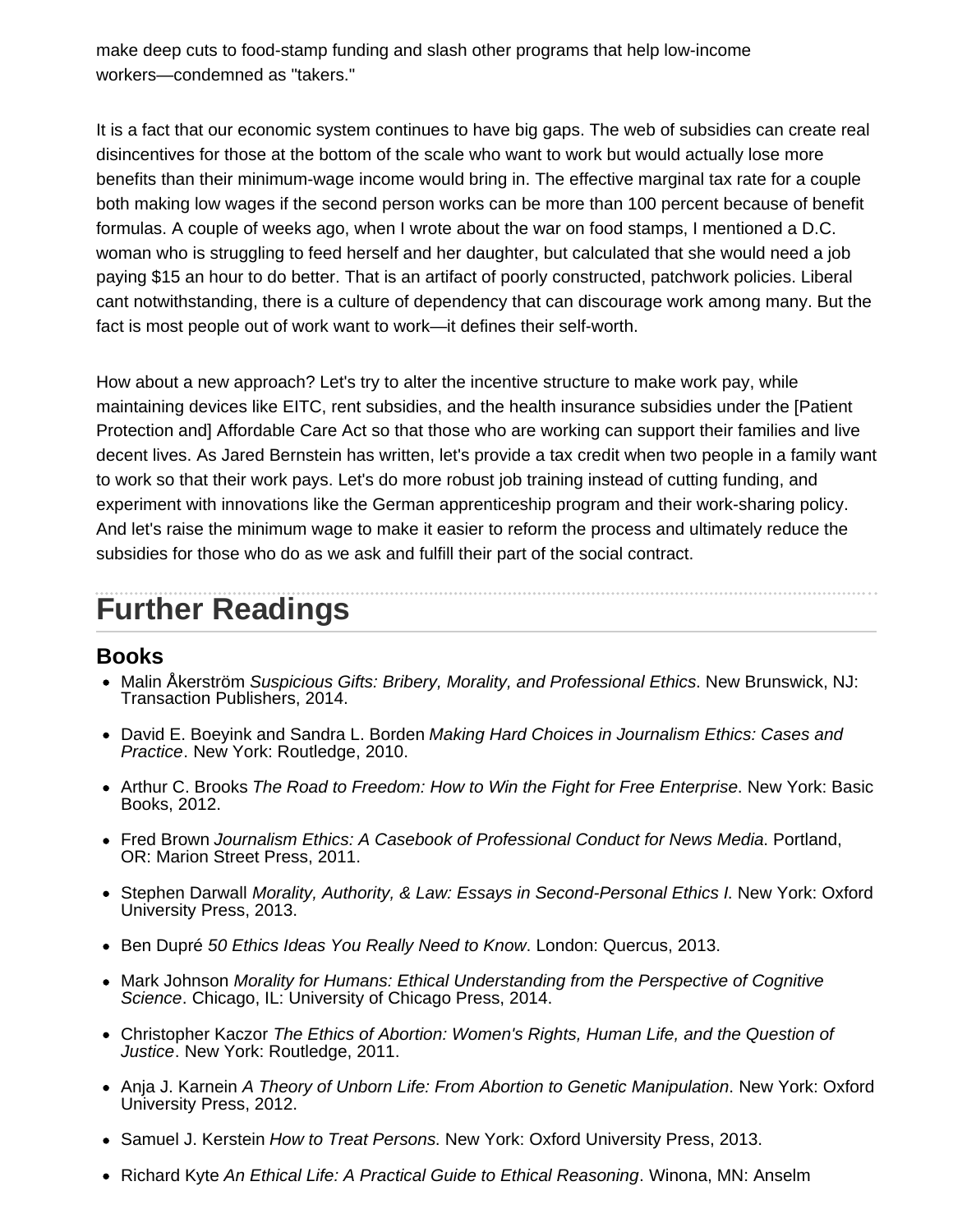make deep cuts to food-stamp funding and slash other programs that help low-income workers—condemned as "takers."

It is a fact that our economic system continues to have big gaps. The web of subsidies can create real disincentives for those at the bottom of the scale who want to work but would actually lose more benefits than their minimum-wage income would bring in. The effective marginal tax rate for a couple both making low wages if the second person works can be more than 100 percent because of benefit formulas. A couple of weeks ago, when I wrote about the war on food stamps, I mentioned a D.C. woman who is struggling to feed herself and her daughter, but calculated that she would need a job paying $15 an hour to do better. That is an artifact of poorly constructed, patchwork policies. Liberal cant notwithstanding, there is a culture of dependency that can discourage work among many. But the fact is most people out of work want to work—it defines their self-worth.

How about a new approach? Let's try to alter the incentive structure to make work pay, while maintaining devices like EITC, rent subsidies, and the health insurance subsidies under the [Patient Protection and] Affordable Care Act so that those who are working can support their families and live decent lives. As Jared Bernstein has written, let's provide a tax credit when two people in a family want to work so that their work pays. Let's do more robust job training instead of cutting funding, and experiment with innovations like the German apprenticeship program and their work-sharing policy. And let's raise the minimum wage to make it easier to reform the process and ultimately reduce the subsidies for those who do as we ask and fulfill their part of the social contract.

# Further Readings

## Books

- Malin Åkerström *Suspicious Gifts: Bribery, Morality, and Professional Ethics*. New Brunswick, NJ: Transaction Publishers, 2014.
- David E. Boeyink and Sandra L. Borden *Making Hard Choices in Journalism Ethics: Cases and Practice*. New York: Routledge, 2010.
- Arthur C. Brooks *The Road to Freedom: How to Win the Fight for Free Enterprise*. New York: Basic Books, 2012.
- Fred Brown *Journalism Ethics: A Casebook of Professional Conduct for News Media*. Portland, OR: Marion Street Press, 2011.
- Stephen Darwall *Morality, Authority, & Law: Essays in Second-Personal Ethics I*. New York: Oxford University Press, 2013.
- Ben Dupré *50 Ethics Ideas You Really Need to Know*. London: Quercus, 2013.
- Mark Johnson *Morality for Humans: Ethical Understanding from the Perspective of Cognitive Science*. Chicago, IL: University of Chicago Press, 2014.
- Christopher Kaczor *The Ethics of Abortion: Women's Rights, Human Life, and the Question of Justice*. New York: Routledge, 2011.
- Anja J. Karnein *A Theory of Unborn Life: From Abortion to Genetic Manipulation*. New York: Oxford University Press, 2012.
- Samuel J. Kerstein *How to Treat Persons*. New York: Oxford University Press, 2013.
- Richard Kyte *An Ethical Life: A Practical Guide to Ethical Reasoning*. Winona, MN: Anselm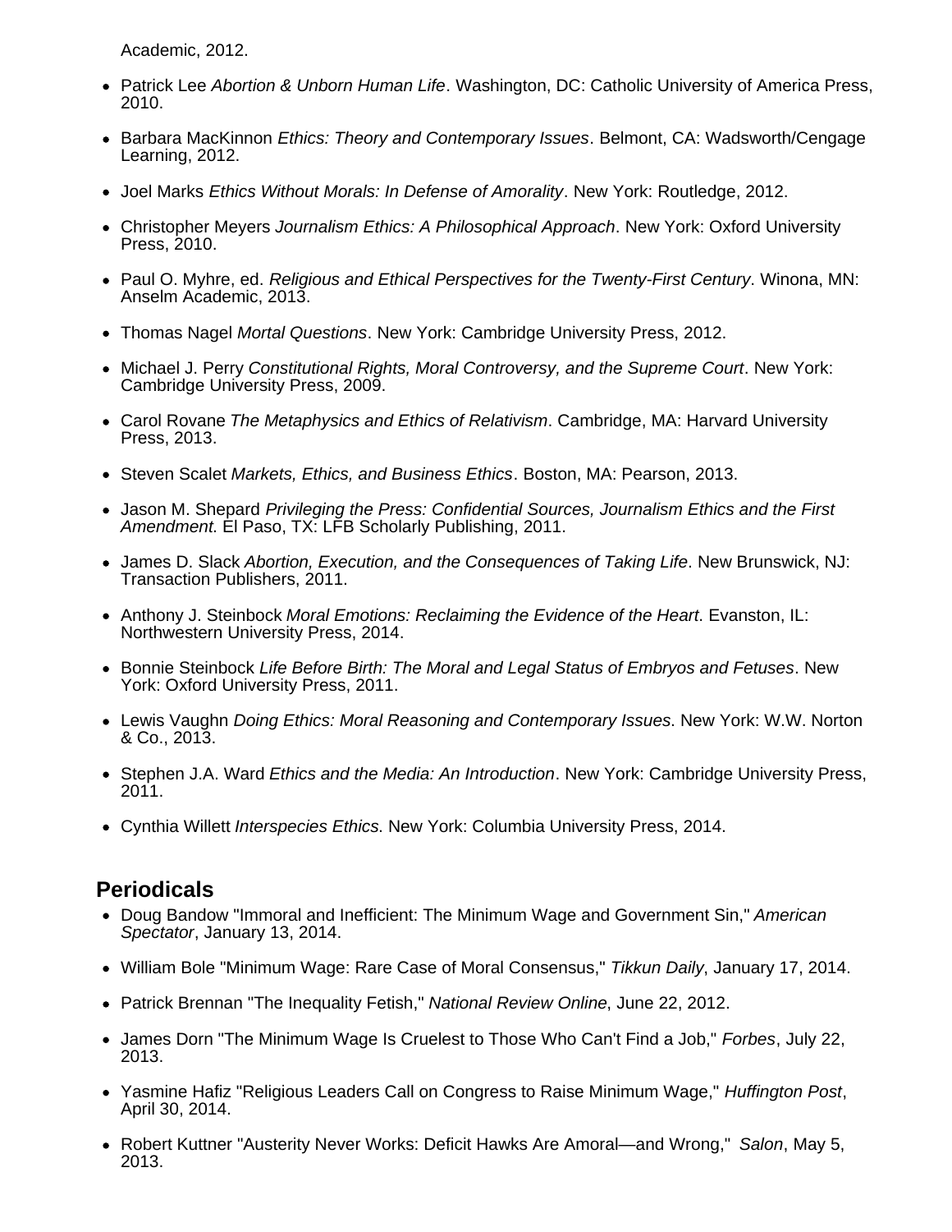Academic, 2012.

- Patrick Lee *Abortion & Unborn Human Life*. Washington, DC: Catholic University of America Press, 2010.
- Barbara MacKinnon *Ethics: Theory and Contemporary Issues*. Belmont, CA: Wadsworth/Cengage Learning, 2012.
- Joel Marks *Ethics Without Morals: In Defense of Amorality*. New York: Routledge, 2012.
- Christopher Meyers *Journalism Ethics: A Philosophical Approach*. New York: Oxford University Press, 2010.
- Paul O. Myhre, ed. *Religious and Ethical Perspectives for the Twenty-First Century*. Winona, MN: Anselm Academic, 2013.
- Thomas Nagel *Mortal Questions*. New York: Cambridge University Press, 2012.
- Michael J. Perry *Constitutional Rights, Moral Controversy, and the Supreme Court*. New York: Cambridge University Press, 2009.
- Carol Rovane *The Metaphysics and Ethics of Relativism*. Cambridge, MA: Harvard University Press, 2013.
- Steven Scalet *Markets, Ethics, and Business Ethics*. Boston, MA: Pearson, 2013.
- Jason M. Shepard *Privileging the Press: Confidential Sources, Journalism Ethics and the First Amendment*. El Paso, TX: LFB Scholarly Publishing, 2011.
- James D. Slack *Abortion, Execution, and the Consequences of Taking Life*. New Brunswick, NJ: Transaction Publishers, 2011.
- Anthony J. Steinbock *Moral Emotions: Reclaiming the Evidence of the Heart*. Evanston, IL: Northwestern University Press, 2014.
- Bonnie Steinbock *Life Before Birth: The Moral and Legal Status of Embryos and Fetuses*. New York: Oxford University Press, 2011.
- Lewis Vaughn *Doing Ethics: Moral Reasoning and Contemporary Issues*. New York: W.W. Norton & Co., 2013.
- Stephen J.A. Ward *Ethics and the Media: An Introduction*. New York: Cambridge University Press, 2011.
- Cynthia Willett *Interspecies Ethics*. New York: Columbia University Press, 2014.

## Periodicals

- Doug Bandow "Immoral and Inefficient: The Minimum Wage and Government Sin," *American Spectator*, January 13, 2014.
- William Bole "Minimum Wage: Rare Case of Moral Consensus," *Tikkun Daily*, January 17, 2014.
- Patrick Brennan "The Inequality Fetish," *National Review Online*, June 22, 2012.
- James Dorn "The Minimum Wage Is Cruelest to Those Who Can't Find a Job," *Forbes*, July 22, 2013.
- Yasmine Hafiz "Religious Leaders Call on Congress to Raise Minimum Wage," *Huffington Post*, April 30, 2014.
- Robert Kuttner "Austerity Never Works: Deficit Hawks Are Amoral—and Wrong," *Salon*, May 5, 2013.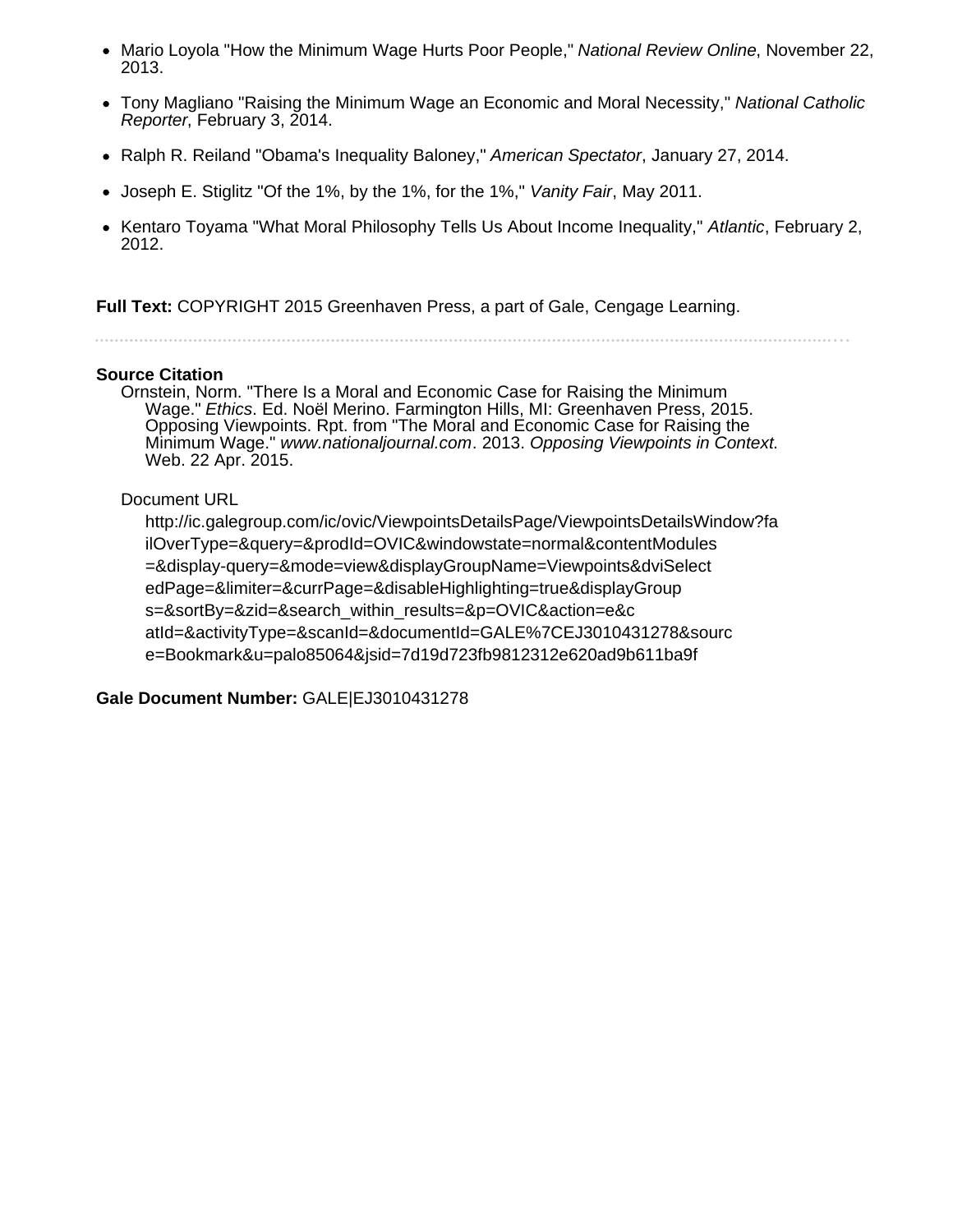- Mario Loyola "How the Minimum Wage Hurts Poor People," *National Review Online*, November 22, 2013.
- Tony Magliano "Raising the Minimum Wage an Economic and Moral Necessity," *National Catholic Reporter*, February 3, 2014.
- Ralph R. Reiland "Obama's Inequality Baloney," *American Spectator*, January 27, 2014.
- Joseph E. Stiglitz "Of the 1%, by the 1%, for the 1%," *Vanity Fair*, May 2011.
- Kentaro Toyama "What Moral Philosophy Tells Us About Income Inequality," *Atlantic*, February 2, 2012.

**Full Text:** COPYRIGHT 2015 Greenhaven Press, a part of Gale, Cengage Learning.

**Source Citation**

Ornstein, Norm. "There Is a Moral and Economic Case for Raising the Minimum Wage." *Ethics*. Ed. Noël Merino. Farmington Hills, MI: Greenhaven Press, 2015. Opposing Viewpoints. Rpt. from "The Moral and Economic Case for Raising the Minimum Wage." *www.nationaljournal.com*. 2013. *Opposing Viewpoints in Context*. Web. 22 Apr. 2015.

Document URL

http://ic.galegroup.com/ic/ovic/ViewpointsDetailsPage/ViewpointsDetailsWindow?failOverType=&query=&prodId=OVIC&windowstate=normal&contentModules=&display-query=&mode=view&displayGroupName=Viewpoints&dviSelectedPage=&limiter=&currPage=&disableHighlighting=true&displayGroups=&sortBy=&zid=&search_within_results=&p=OVIC&action=e&catId=&activityType=&scanId=&documentId=GALE%7CEJ3010431278&source=Bookmark&u=palo85064&jsid=7d19d723fb9812312e620ad9b611ba9f

**Gale Document Number:** GALE|EJ3010431278